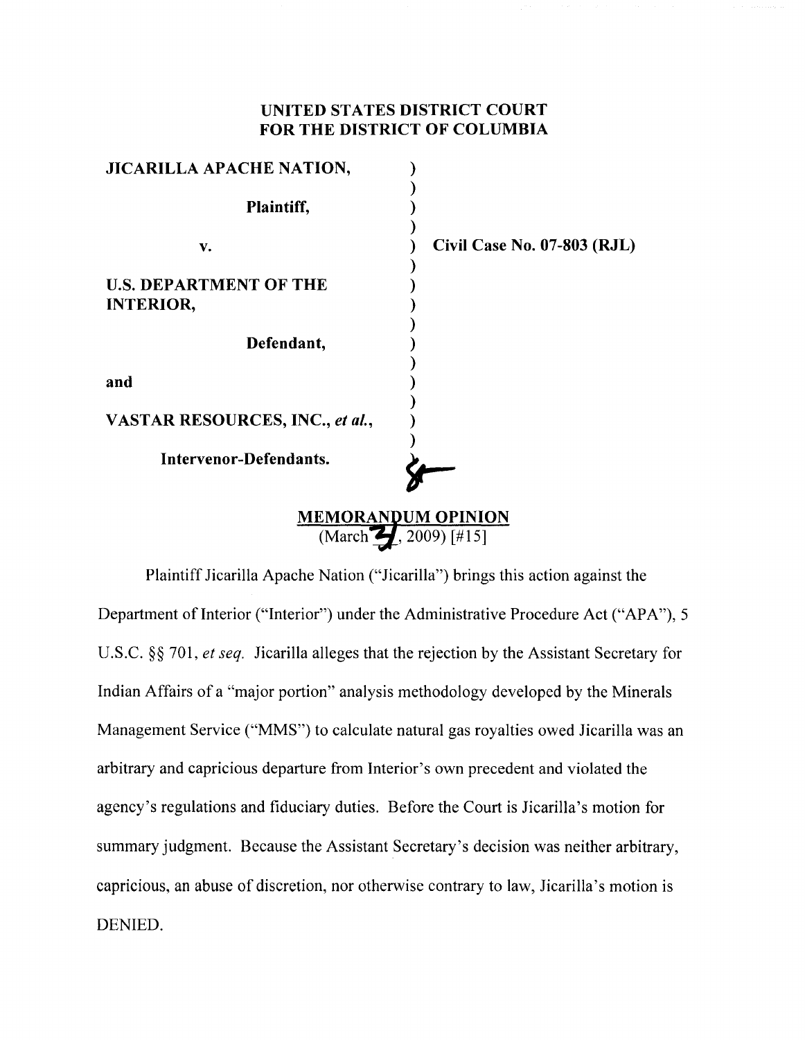**UNITED STATES DISTRICT COURT**
**FOR THE DISTRICT OF COLUMBIA**

| | |
|---|---|
| **JICARILLA APACHE NATION,** | |
| **Plaintiff,** | |
| **v.** | **Civil Case No. 07-803 (RJL)** |
| **U.S. DEPARTMENT OF THE INTERIOR,** | |
| **Defendant,** | |
| **and** | |
| **VASTAR RESOURCES, INC.,** ***et al.,*** | |
| **Intervenor-Defendants.** | |

# MEMORANDUM OPINION

(March 3, 2009) [#15]

Plaintiff Jicarilla Apache Nation ("Jicarilla") brings this action against the Department of Interior ("Interior") under the Administrative Procedure Act ("APA"), 5 U.S.C. §§ 701, *et seq.* Jicarilla alleges that the rejection by the Assistant Secretary for Indian Affairs of a "major portion" analysis methodology developed by the Minerals Management Service ("MMS") to calculate natural gas royalties owed Jicarilla was an arbitrary and capricious departure from Interior's own precedent and violated the agency's regulations and fiduciary duties. Before the Court is Jicarilla's motion for summary judgment. Because the Assistant Secretary's decision was neither arbitrary, capricious, an abuse of discretion, nor otherwise contrary to law, Jicarilla's motion is DENIED.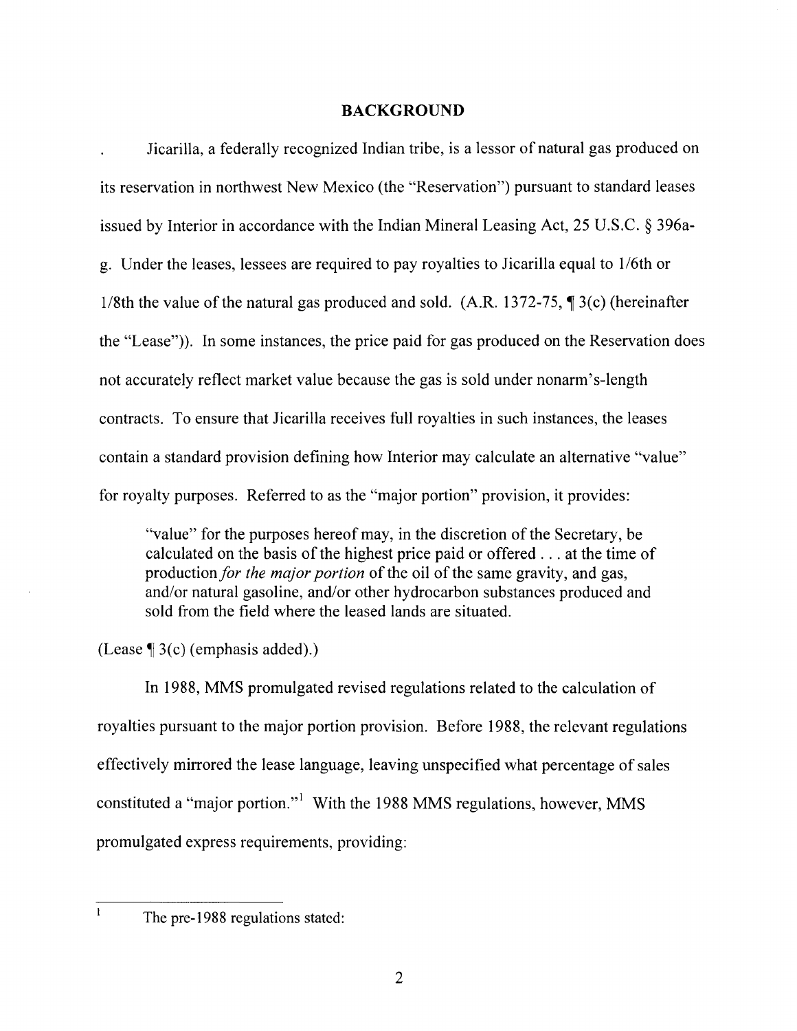## BACKGROUND

Jicarilla, a federally recognized Indian tribe, is a lessor of natural gas produced on its reservation in northwest New Mexico (the "Reservation") pursuant to standard leases issued by Interior in accordance with the Indian Mineral Leasing Act, 25 U.S.C. § 396a-g. Under the leases, lessees are required to pay royalties to Jicarilla equal to 1/6th or 1/8th the value of the natural gas produced and sold. (A.R. 1372-75, ¶ 3(c) (hereinafter the "Lease")). In some instances, the price paid for gas produced on the Reservation does not accurately reflect market value because the gas is sold under nonarm's-length contracts. To ensure that Jicarilla receives full royalties in such instances, the leases contain a standard provision defining how Interior may calculate an alternative "value" for royalty purposes. Referred to as the "major portion" provision, it provides:

> "value" for the purposes hereof may, in the discretion of the Secretary, be calculated on the basis of the highest price paid or offered . . . at the time of production *for the major portion* of the oil of the same gravity, and gas, and/or natural gasoline, and/or other hydrocarbon substances produced and sold from the field where the leased lands are situated.

(Lease ¶ 3(c) (emphasis added).)

In 1988, MMS promulgated revised regulations related to the calculation of royalties pursuant to the major portion provision. Before 1988, the relevant regulations effectively mirrored the lease language, leaving unspecified what percentage of sales constituted a "major portion."[1] With the 1988 MMS regulations, however, MMS promulgated express requirements, providing:

---

[1] The pre-1988 regulations stated: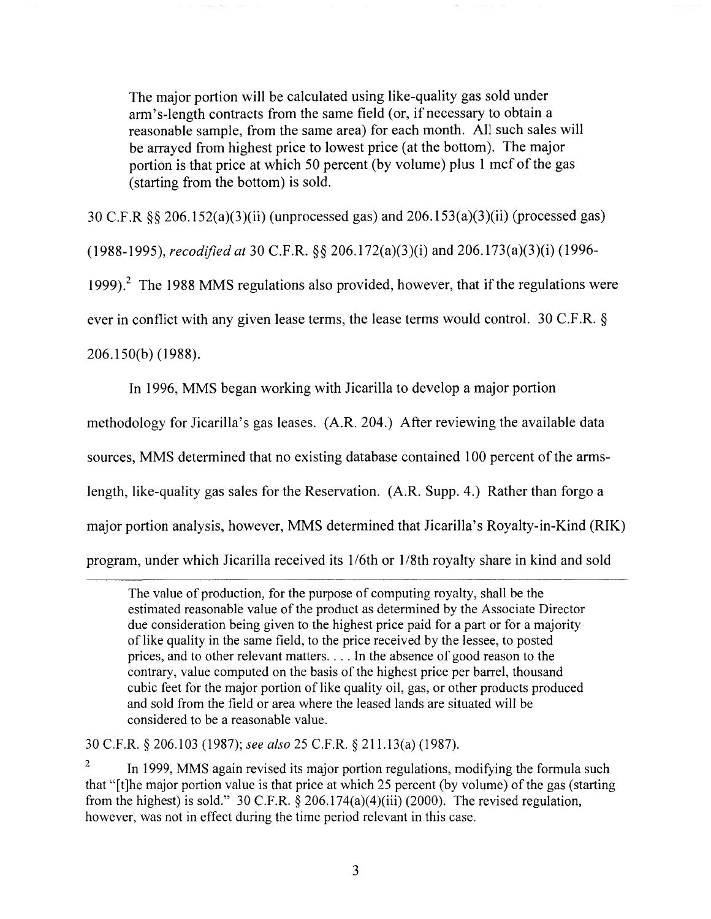> The major portion will be calculated using like-quality gas sold under arm's-length contracts from the same field (or, if necessary to obtain a reasonable sample, from the same area) for each month. All such sales will be arrayed from highest price to lowest price (at the bottom). The major portion is that price at which 50 percent (by volume) plus 1 mcf of the gas (starting from the bottom) is sold.

30 C.F.R §§ 206.152(a)(3)(ii) (unprocessed gas) and 206.153(a)(3)(ii) (processed gas) (1988-1995), *recodified at* 30 C.F.R. §§ 206.172(a)(3)(i) and 206.173(a)(3)(i) (1996-1999).[2] The 1988 MMS regulations also provided, however, that if the regulations were ever in conflict with any given lease terms, the lease terms would control. 30 C.F.R. § 206.150(b) (1988).

In 1996, MMS began working with Jicarilla to develop a major portion methodology for Jicarilla's gas leases. (A.R. 204.) After reviewing the available data sources, MMS determined that no existing database contained 100 percent of the arms-length, like-quality gas sales for the Reservation. (A.R. Supp. 4.) Rather than forgo a major portion analysis, however, MMS determined that Jicarilla's Royalty-in-Kind (RIK) program, under which Jicarilla received its 1/6th or 1/8th royalty share in kind and sold

---

> The value of production, for the purpose of computing royalty, shall be the estimated reasonable value of the product as determined by the Associate Director due consideration being given to the highest price paid for a part or for a majority of like quality in the same field, to the price received by the lessee, to posted prices, and to other relevant matters. . . . In the absence of good reason to the contrary, value computed on the basis of the highest price per barrel, thousand cubic feet for the major portion of like quality oil, gas, or other products produced and sold from the field or area where the leased lands are situated will be considered to be a reasonable value.

30 C.F.R. § 206.103 (1987); *see also* 25 C.F.R. § 211.13(a) (1987).

[2] In 1999, MMS again revised its major portion regulations, modifying the formula such that "[t]he major portion value is that price at which 25 percent (by volume) of the gas (starting from the highest) is sold." 30 C.F.R. § 206.174(a)(4)(iii) (2000). The revised regulation, however, was not in effect during the time period relevant in this case.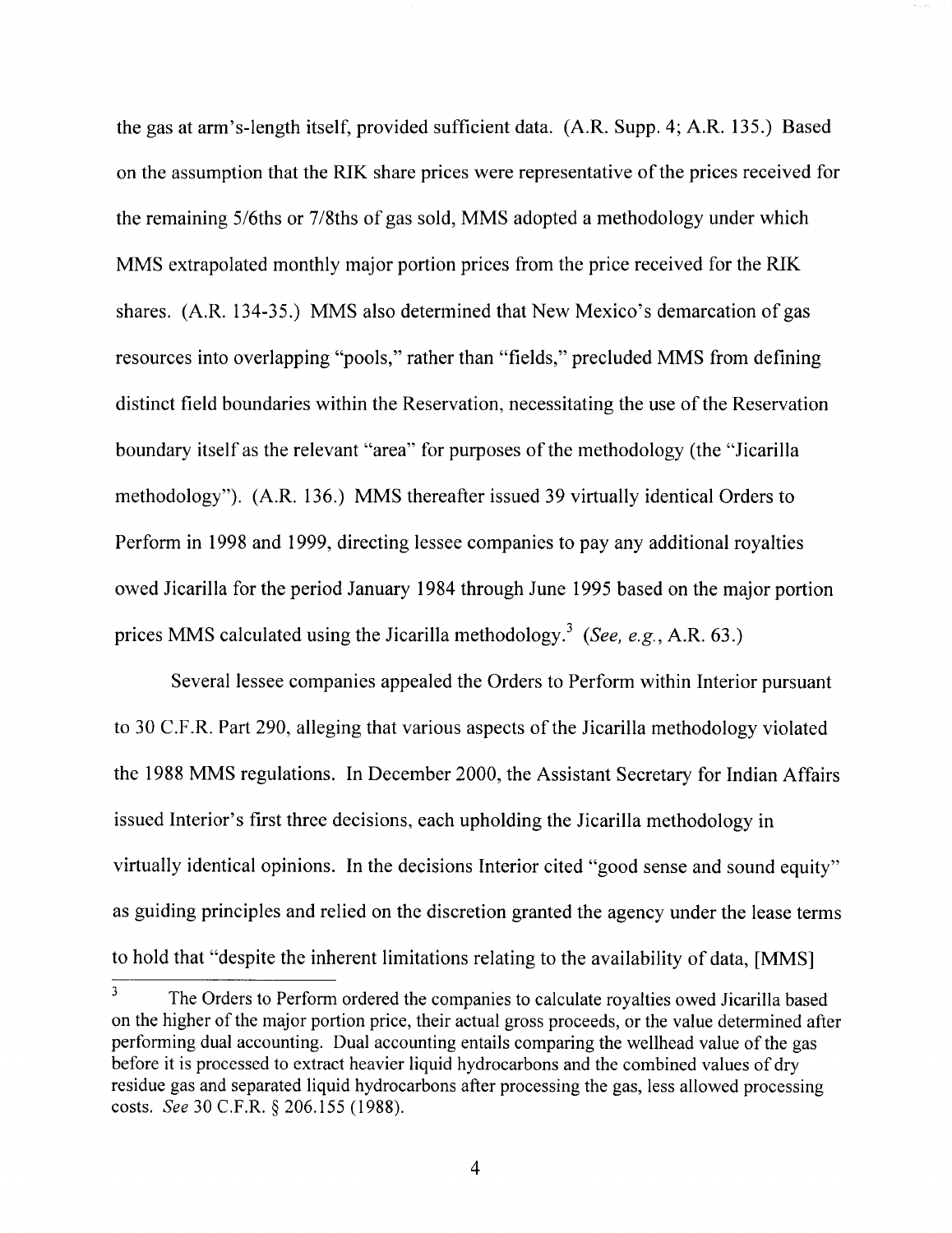the gas at arm's-length itself, provided sufficient data. (A.R. Supp. 4; A.R. 135.) Based on the assumption that the RIK share prices were representative of the prices received for the remaining 5/6ths or 7/8ths of gas sold, MMS adopted a methodology under which MMS extrapolated monthly major portion prices from the price received for the RIK shares. (A.R. 134-35.) MMS also determined that New Mexico's demarcation of gas resources into overlapping "pools," rather than "fields," precluded MMS from defining distinct field boundaries within the Reservation, necessitating the use of the Reservation boundary itself as the relevant "area" for purposes of the methodology (the "Jicarilla methodology"). (A.R. 136.) MMS thereafter issued 39 virtually identical Orders to Perform in 1998 and 1999, directing lessee companies to pay any additional royalties owed Jicarilla for the period January 1984 through June 1995 based on the major portion prices MMS calculated using the Jicarilla methodology.[3] (*See, e.g.*, A.R. 63.)

Several lessee companies appealed the Orders to Perform within Interior pursuant to 30 C.F.R. Part 290, alleging that various aspects of the Jicarilla methodology violated the 1988 MMS regulations. In December 2000, the Assistant Secretary for Indian Affairs issued Interior's first three decisions, each upholding the Jicarilla methodology in virtually identical opinions. In the decisions Interior cited "good sense and sound equity" as guiding principles and relied on the discretion granted the agency under the lease terms to hold that "despite the inherent limitations relating to the availability of data, [MMS]

---

[3] The Orders to Perform ordered the companies to calculate royalties owed Jicarilla based on the higher of the major portion price, their actual gross proceeds, or the value determined after performing dual accounting. Dual accounting entails comparing the wellhead value of the gas before it is processed to extract heavier liquid hydrocarbons and the combined values of dry residue gas and separated liquid hydrocarbons after processing the gas, less allowed processing costs. *See* 30 C.F.R. § 206.155 (1988).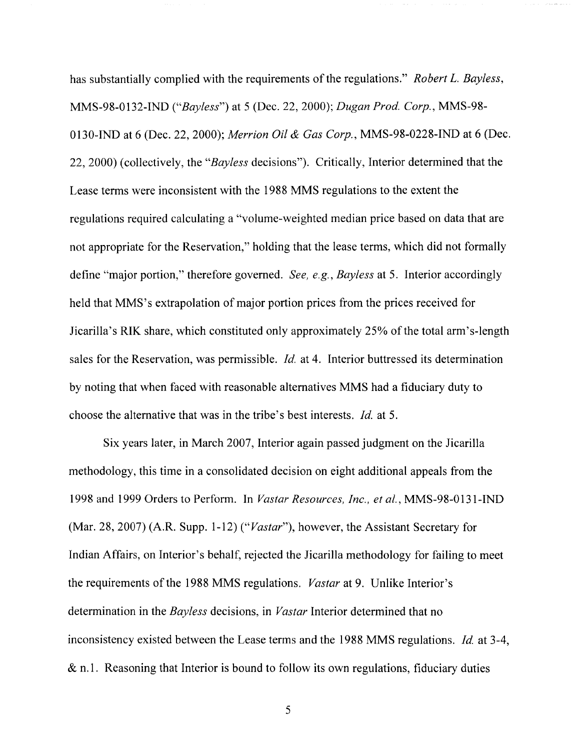has substantially complied with the requirements of the regulations." *Robert L. Bayless*, MMS-98-0132-IND ("*Bayless*") at 5 (Dec. 22, 2000); *Dugan Prod. Corp.*, MMS-98-0130-IND at 6 (Dec. 22, 2000); *Merrion Oil & Gas Corp.*, MMS-98-0228-IND at 6 (Dec. 22, 2000) (collectively, the "*Bayless* decisions"). Critically, Interior determined that the Lease terms were inconsistent with the 1988 MMS regulations to the extent the regulations required calculating a "volume-weighted median price based on data that are not appropriate for the Reservation," holding that the lease terms, which did not formally define "major portion," therefore governed. *See, e.g.*, *Bayless* at 5. Interior accordingly held that MMS's extrapolation of major portion prices from the prices received for Jicarilla's RIK share, which constituted only approximately 25% of the total arm's-length sales for the Reservation, was permissible. *Id.* at 4. Interior buttressed its determination by noting that when faced with reasonable alternatives MMS had a fiduciary duty to choose the alternative that was in the tribe's best interests. *Id.* at 5.

Six years later, in March 2007, Interior again passed judgment on the Jicarilla methodology, this time in a consolidated decision on eight additional appeals from the 1998 and 1999 Orders to Perform. In *Vastar Resources, Inc., et al.*, MMS-98-0131-IND (Mar. 28, 2007) (A.R. Supp. 1-12) ("*Vastar*"), however, the Assistant Secretary for Indian Affairs, on Interior's behalf, rejected the Jicarilla methodology for failing to meet the requirements of the 1988 MMS regulations. *Vastar* at 9. Unlike Interior's determination in the *Bayless* decisions, in *Vastar* Interior determined that no inconsistency existed between the Lease terms and the 1988 MMS regulations. *Id.* at 3-4, & n.1. Reasoning that Interior is bound to follow its own regulations, fiduciary duties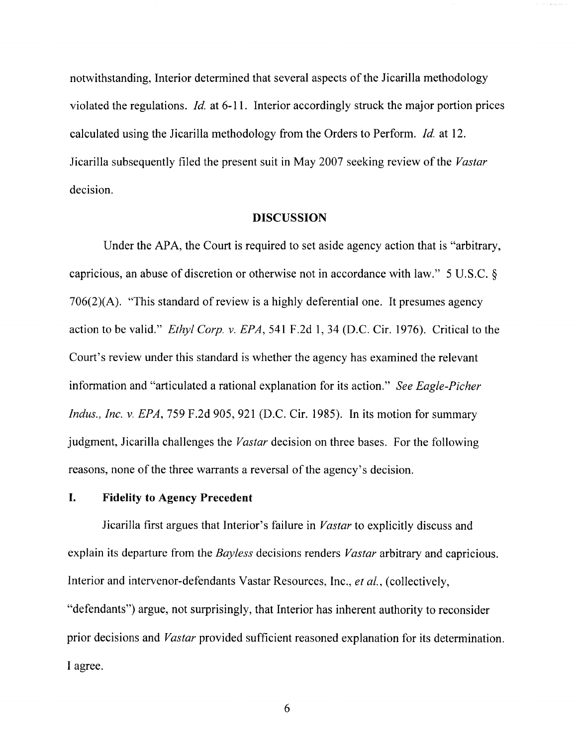notwithstanding, Interior determined that several aspects of the Jicarilla methodology violated the regulations. *Id.* at 6-11. Interior accordingly struck the major portion prices calculated using the Jicarilla methodology from the Orders to Perform. *Id.* at 12. Jicarilla subsequently filed the present suit in May 2007 seeking review of the *Vastar* decision.

## DISCUSSION

Under the APA, the Court is required to set aside agency action that is "arbitrary, capricious, an abuse of discretion or otherwise not in accordance with law." 5 U.S.C. § 706(2)(A). "This standard of review is a highly deferential one. It presumes agency action to be valid." *Ethyl Corp. v. EPA*, 541 F.2d 1, 34 (D.C. Cir. 1976). Critical to the Court's review under this standard is whether the agency has examined the relevant information and "articulated a rational explanation for its action." *See Eagle-Picher Indus., Inc. v. EPA*, 759 F.2d 905, 921 (D.C. Cir. 1985). In its motion for summary judgment, Jicarilla challenges the *Vastar* decision on three bases. For the following reasons, none of the three warrants a reversal of the agency's decision.

### I. Fidelity to Agency Precedent

Jicarilla first argues that Interior's failure in *Vastar* to explicitly discuss and explain its departure from the *Bayless* decisions renders *Vastar* arbitrary and capricious. Interior and intervenor-defendants Vastar Resources, Inc., *et al.*, (collectively, "defendants") argue, not surprisingly, that Interior has inherent authority to reconsider prior decisions and *Vastar* provided sufficient reasoned explanation for its determination. I agree.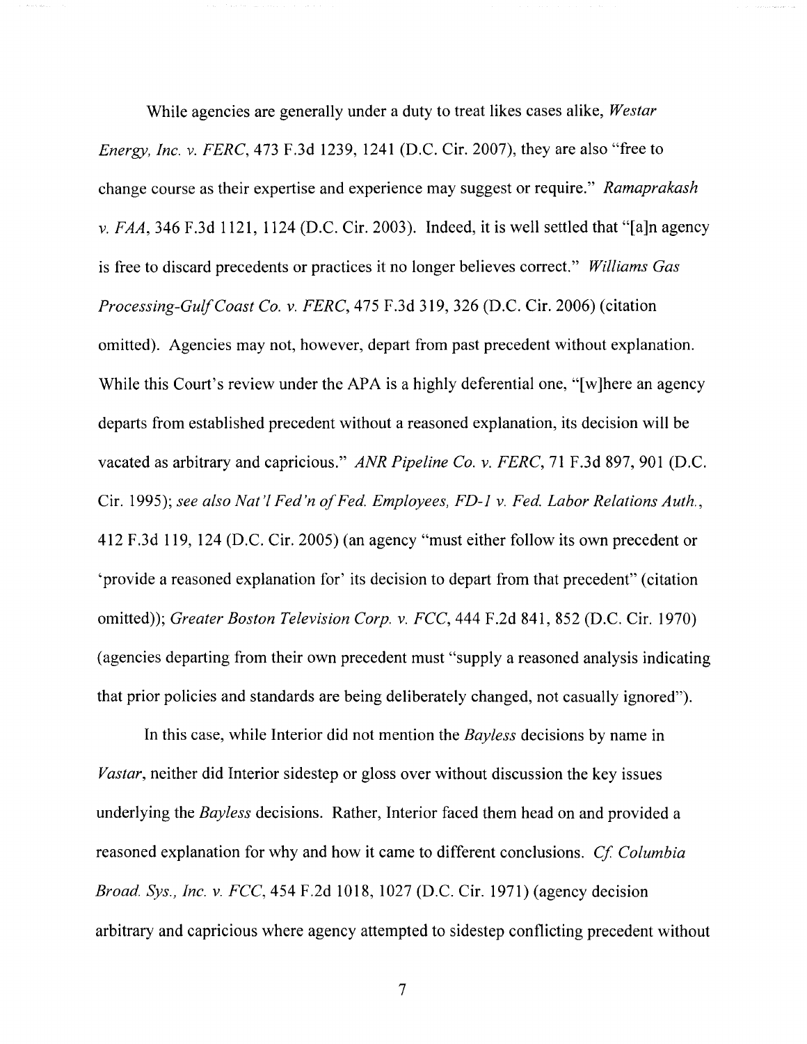While agencies are generally under a duty to treat likes cases alike, *Westar Energy, Inc. v. FERC*, 473 F.3d 1239, 1241 (D.C. Cir. 2007), they are also "free to change course as their expertise and experience may suggest or require." *Ramaprakash v. FAA*, 346 F.3d 1121, 1124 (D.C. Cir. 2003). Indeed, it is well settled that "[a]n agency is free to discard precedents or practices it no longer believes correct." *Williams Gas Processing-Gulf Coast Co. v. FERC*, 475 F.3d 319, 326 (D.C. Cir. 2006) (citation omitted). Agencies may not, however, depart from past precedent without explanation. While this Court's review under the APA is a highly deferential one, "[w]here an agency departs from established precedent without a reasoned explanation, its decision will be vacated as arbitrary and capricious." *ANR Pipeline Co. v. FERC*, 71 F.3d 897, 901 (D.C. Cir. 1995); *see also Nat'l Fed'n of Fed. Employees, FD-1 v. Fed. Labor Relations Auth.*, 412 F.3d 119, 124 (D.C. Cir. 2005) (an agency "must either follow its own precedent or 'provide a reasoned explanation for' its decision to depart from that precedent" (citation omitted)); *Greater Boston Television Corp. v. FCC*, 444 F.2d 841, 852 (D.C. Cir. 1970) (agencies departing from their own precedent must "supply a reasoned analysis indicating that prior policies and standards are being deliberately changed, not casually ignored").

In this case, while Interior did not mention the *Bayless* decisions by name in *Vastar*, neither did Interior sidestep or gloss over without discussion the key issues underlying the *Bayless* decisions. Rather, Interior faced them head on and provided a reasoned explanation for why and how it came to different conclusions. *Cf. Columbia Broad. Sys., Inc. v. FCC*, 454 F.2d 1018, 1027 (D.C. Cir. 1971) (agency decision arbitrary and capricious where agency attempted to sidestep conflicting precedent without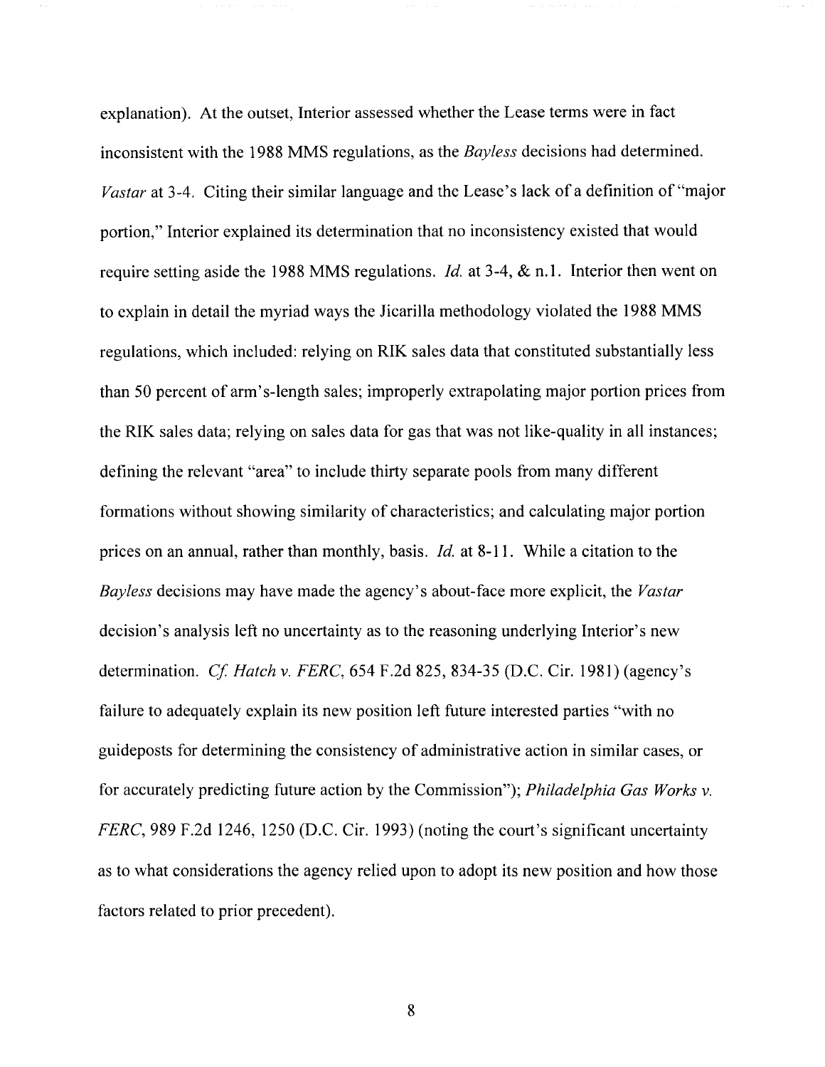explanation). At the outset, Interior assessed whether the Lease terms were in fact inconsistent with the 1988 MMS regulations, as the *Bayless* decisions had determined. *Vastar* at 3-4. Citing their similar language and the Lease's lack of a definition of "major portion," Interior explained its determination that no inconsistency existed that would require setting aside the 1988 MMS regulations. *Id.* at 3-4, & n.1. Interior then went on to explain in detail the myriad ways the Jicarilla methodology violated the 1988 MMS regulations, which included: relying on RIK sales data that constituted substantially less than 50 percent of arm's-length sales; improperly extrapolating major portion prices from the RIK sales data; relying on sales data for gas that was not like-quality in all instances; defining the relevant "area" to include thirty separate pools from many different formations without showing similarity of characteristics; and calculating major portion prices on an annual, rather than monthly, basis. *Id.* at 8-11. While a citation to the *Bayless* decisions may have made the agency's about-face more explicit, the *Vastar* decision's analysis left no uncertainty as to the reasoning underlying Interior's new determination. *Cf. Hatch v. FERC*, 654 F.2d 825, 834-35 (D.C. Cir. 1981) (agency's failure to adequately explain its new position left future interested parties "with no guideposts for determining the consistency of administrative action in similar cases, or for accurately predicting future action by the Commission"); *Philadelphia Gas Works v. FERC*, 989 F.2d 1246, 1250 (D.C. Cir. 1993) (noting the court's significant uncertainty as to what considerations the agency relied upon to adopt its new position and how those factors related to prior precedent).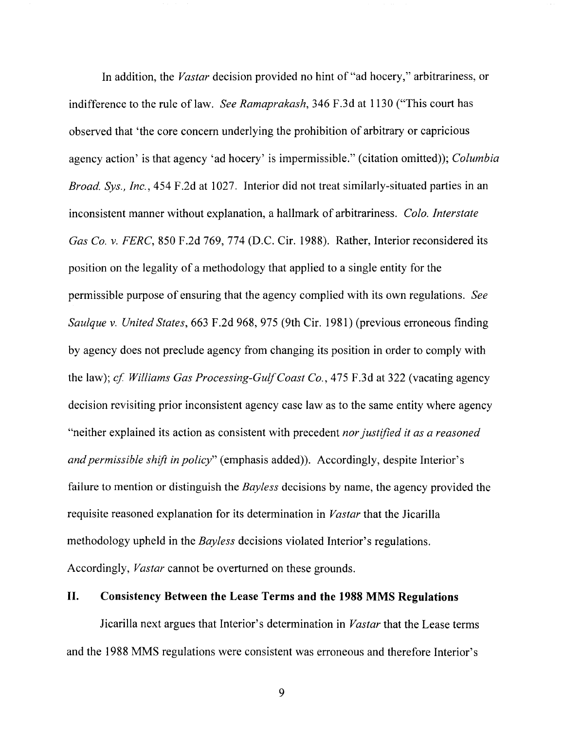In addition, the *Vastar* decision provided no hint of "ad hocery," arbitrariness, or indifference to the rule of law. *See Ramaprakash*, 346 F.3d at 1130 ("This court has observed that 'the core concern underlying the prohibition of arbitrary or capricious agency action' is that agency 'ad hocery' is impermissible." (citation omitted)); *Columbia Broad. Sys., Inc.*, 454 F.2d at 1027. Interior did not treat similarly-situated parties in an inconsistent manner without explanation, a hallmark of arbitrariness. *Colo. Interstate Gas Co. v. FERC*, 850 F.2d 769, 774 (D.C. Cir. 1988). Rather, Interior reconsidered its position on the legality of a methodology that applied to a single entity for the permissible purpose of ensuring that the agency complied with its own regulations. *See Saulque v. United States*, 663 F.2d 968, 975 (9th Cir. 1981) (previous erroneous finding by agency does not preclude agency from changing its position in order to comply with the law); *cf. Williams Gas Processing-Gulf Coast Co.*, 475 F.3d at 322 (vacating agency decision revisiting prior inconsistent agency case law as to the same entity where agency "neither explained its action as consistent with precedent *nor justified it as a reasoned and permissible shift in policy*" (emphasis added)). Accordingly, despite Interior's failure to mention or distinguish the *Bayless* decisions by name, the agency provided the requisite reasoned explanation for its determination in *Vastar* that the Jicarilla methodology upheld in the *Bayless* decisions violated Interior's regulations. Accordingly, *Vastar* cannot be overturned on these grounds.

## II. Consistency Between the Lease Terms and the 1988 MMS Regulations

Jicarilla next argues that Interior's determination in *Vastar* that the Lease terms and the 1988 MMS regulations were consistent was erroneous and therefore Interior's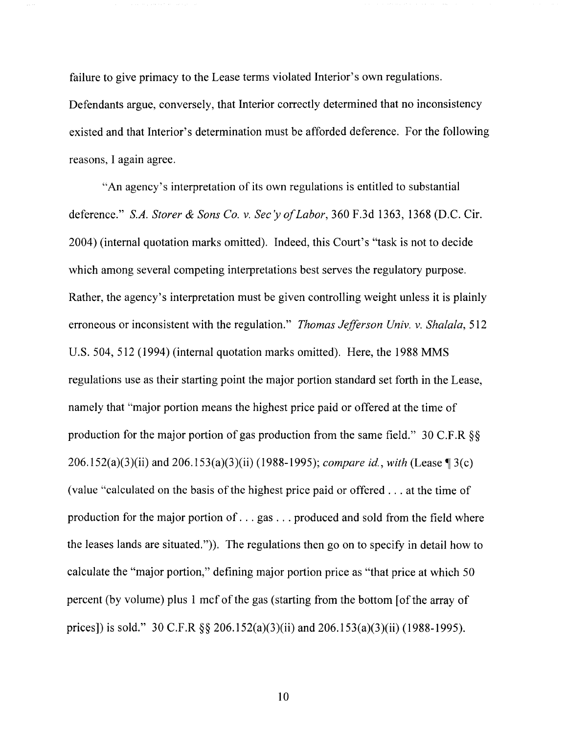failure to give primacy to the Lease terms violated Interior's own regulations. Defendants argue, conversely, that Interior correctly determined that no inconsistency existed and that Interior's determination must be afforded deference. For the following reasons, I again agree.

"An agency's interpretation of its own regulations is entitled to substantial deference." *S.A. Storer & Sons Co. v. Sec'y of Labor*, 360 F.3d 1363, 1368 (D.C. Cir. 2004) (internal quotation marks omitted). Indeed, this Court's "task is not to decide which among several competing interpretations best serves the regulatory purpose. Rather, the agency's interpretation must be given controlling weight unless it is plainly erroneous or inconsistent with the regulation." *Thomas Jefferson Univ. v. Shalala*, 512 U.S. 504, 512 (1994) (internal quotation marks omitted). Here, the 1988 MMS regulations use as their starting point the major portion standard set forth in the Lease, namely that "major portion means the highest price paid or offered at the time of production for the major portion of gas production from the same field." 30 C.F.R §§ 206.152(a)(3)(ii) and 206.153(a)(3)(ii) (1988-1995); *compare id.*, *with* (Lease ¶ 3(c) (value "calculated on the basis of the highest price paid or offered . . . at the time of production for the major portion of . . . gas . . . produced and sold from the field where the leases lands are situated.")). The regulations then go on to specify in detail how to calculate the "major portion," defining major portion price as "that price at which 50 percent (by volume) plus 1 mcf of the gas (starting from the bottom [of the array of prices]) is sold." 30 C.F.R §§ 206.152(a)(3)(ii) and 206.153(a)(3)(ii) (1988-1995).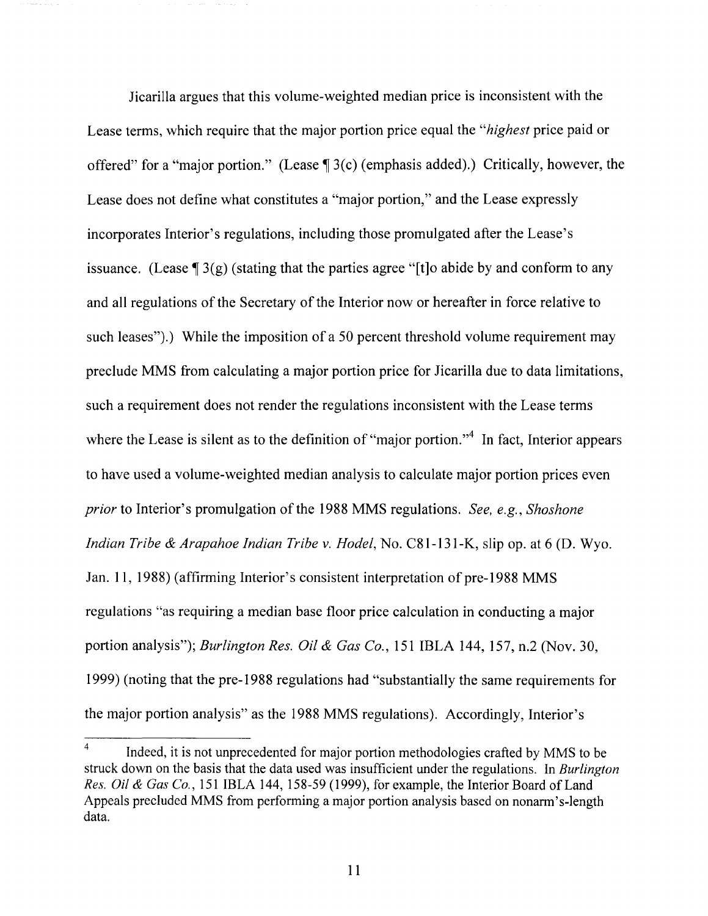Jicarilla argues that this volume-weighted median price is inconsistent with the Lease terms, which require that the major portion price equal the "*highest* price paid or offered" for a "major portion." (Lease ¶ 3(c) (emphasis added).) Critically, however, the Lease does not define what constitutes a "major portion," and the Lease expressly incorporates Interior's regulations, including those promulgated after the Lease's issuance. (Lease ¶ 3(g) (stating that the parties agree "[t]o abide by and conform to any and all regulations of the Secretary of the Interior now or hereafter in force relative to such leases").) While the imposition of a 50 percent threshold volume requirement may preclude MMS from calculating a major portion price for Jicarilla due to data limitations, such a requirement does not render the regulations inconsistent with the Lease terms where the Lease is silent as to the definition of "major portion."[4] In fact, Interior appears to have used a volume-weighted median analysis to calculate major portion prices even *prior* to Interior's promulgation of the 1988 MMS regulations. *See, e.g.*, *Shoshone Indian Tribe & Arapahoe Indian Tribe v. Hodel*, No. C81-131-K, slip op. at 6 (D. Wyo. Jan. 11, 1988) (affirming Interior's consistent interpretation of pre-1988 MMS regulations "as requiring a median base floor price calculation in conducting a major portion analysis"); *Burlington Res. Oil & Gas Co.*, 151 IBLA 144, 157, n.2 (Nov. 30, 1999) (noting that the pre-1988 regulations had "substantially the same requirements for the major portion analysis" as the 1988 MMS regulations). Accordingly, Interior's

---

[4] Indeed, it is not unprecedented for major portion methodologies crafted by MMS to be struck down on the basis that the data used was insufficient under the regulations. In *Burlington Res. Oil & Gas Co.*, 151 IBLA 144, 158-59 (1999), for example, the Interior Board of Land Appeals precluded MMS from performing a major portion analysis based on nonarm's-length data.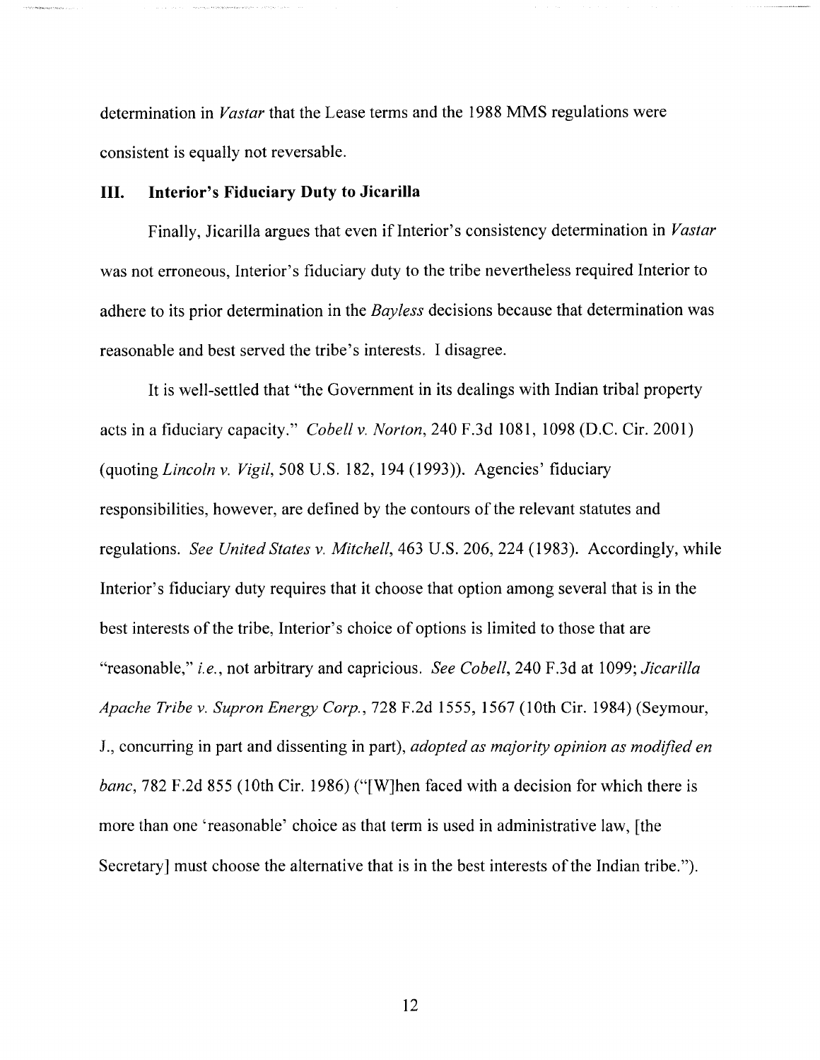determination in *Vastar* that the Lease terms and the 1988 MMS regulations were consistent is equally not reversable.

## III. Interior's Fiduciary Duty to Jicarilla

Finally, Jicarilla argues that even if Interior's consistency determination in *Vastar* was not erroneous, Interior's fiduciary duty to the tribe nevertheless required Interior to adhere to its prior determination in the *Bayless* decisions because that determination was reasonable and best served the tribe's interests. I disagree.

It is well-settled that "the Government in its dealings with Indian tribal property acts in a fiduciary capacity." *Cobell v. Norton*, 240 F.3d 1081, 1098 (D.C. Cir. 2001) (quoting *Lincoln v. Vigil*, 508 U.S. 182, 194 (1993)). Agencies' fiduciary responsibilities, however, are defined by the contours of the relevant statutes and regulations. *See United States v. Mitchell*, 463 U.S. 206, 224 (1983). Accordingly, while Interior's fiduciary duty requires that it choose that option among several that is in the best interests of the tribe, Interior's choice of options is limited to those that are "reasonable," *i.e.*, not arbitrary and capricious. *See Cobell*, 240 F.3d at 1099; *Jicarilla Apache Tribe v. Supron Energy Corp.*, 728 F.2d 1555, 1567 (10th Cir. 1984) (Seymour, J., concurring in part and dissenting in part), *adopted as majority opinion as modified en banc*, 782 F.2d 855 (10th Cir. 1986) ("[W]hen faced with a decision for which there is more than one 'reasonable' choice as that term is used in administrative law, [the Secretary] must choose the alternative that is in the best interests of the Indian tribe.").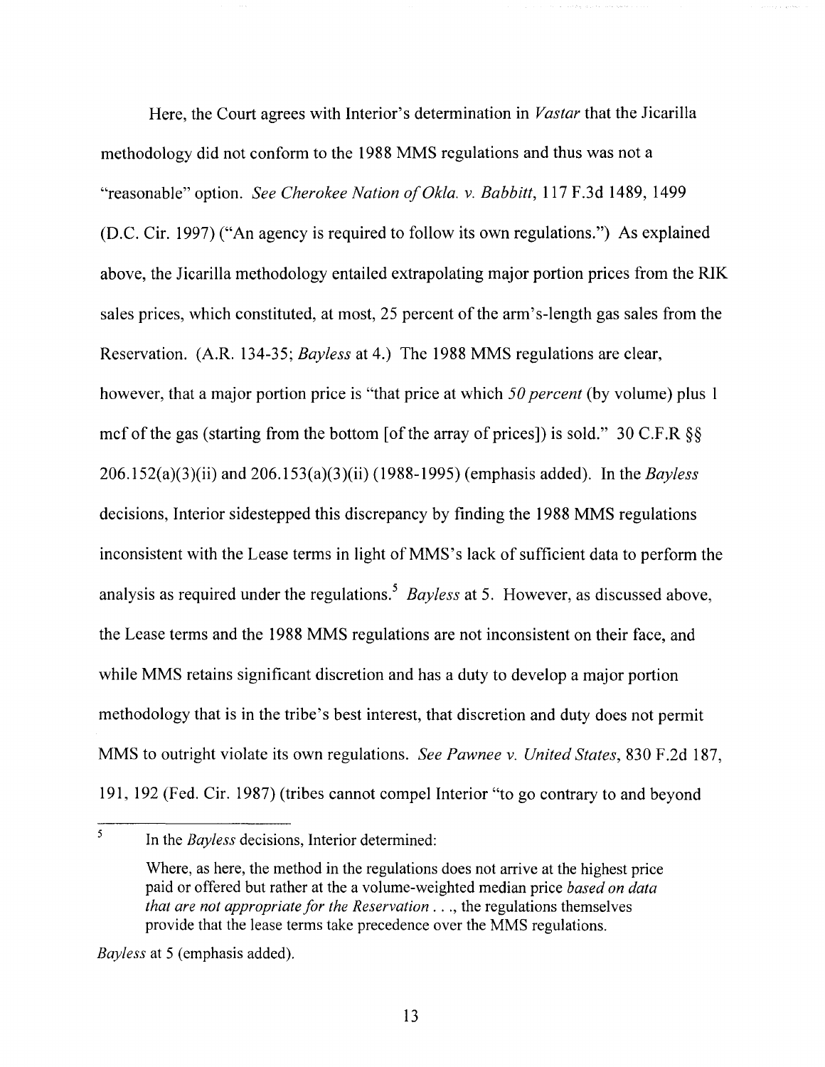Here, the Court agrees with Interior's determination in *Vastar* that the Jicarilla methodology did not conform to the 1988 MMS regulations and thus was not a "reasonable" option. *See Cherokee Nation of Okla. v. Babbitt*, 117 F.3d 1489, 1499 (D.C. Cir. 1997) ("An agency is required to follow its own regulations.") As explained above, the Jicarilla methodology entailed extrapolating major portion prices from the RIK sales prices, which constituted, at most, 25 percent of the arm's-length gas sales from the Reservation. (A.R. 134-35; *Bayless* at 4.) The 1988 MMS regulations are clear, however, that a major portion price is "that price at which *50 percent* (by volume) plus 1 mcf of the gas (starting from the bottom [of the array of prices]) is sold." 30 C.F.R §§ 206.152(a)(3)(ii) and 206.153(a)(3)(ii) (1988-1995) (emphasis added). In the *Bayless* decisions, Interior sidestepped this discrepancy by finding the 1988 MMS regulations inconsistent with the Lease terms in light of MMS's lack of sufficient data to perform the analysis as required under the regulations.[5] *Bayless* at 5. However, as discussed above, the Lease terms and the 1988 MMS regulations are not inconsistent on their face, and while MMS retains significant discretion and has a duty to develop a major portion methodology that is in the tribe's best interest, that discretion and duty does not permit MMS to outright violate its own regulations. *See Pawnee v. United States*, 830 F.2d 187, 191, 192 (Fed. Cir. 1987) (tribes cannot compel Interior "to go contrary to and beyond

---

[5] In the *Bayless* decisions, Interior determined:

> Where, as here, the method in the regulations does not arrive at the highest price paid or offered but rather at the a volume-weighted median price *based on data that are not appropriate for the Reservation* . . ., the regulations themselves provide that the lease terms take precedence over the MMS regulations.

*Bayless* at 5 (emphasis added).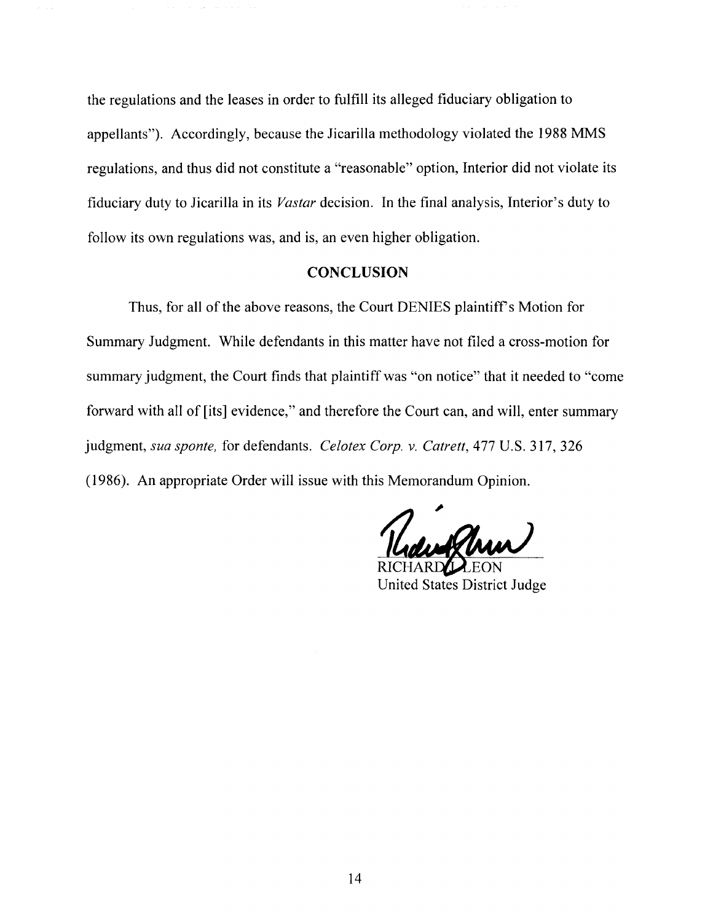the regulations and the leases in order to fulfill its alleged fiduciary obligation to appellants"). Accordingly, because the Jicarilla methodology violated the 1988 MMS regulations, and thus did not constitute a "reasonable" option, Interior did not violate its fiduciary duty to Jicarilla in its *Vastar* decision. In the final analysis, Interior's duty to follow its own regulations was, and is, an even higher obligation.

## CONCLUSION

Thus, for all of the above reasons, the Court DENIES plaintiff's Motion for Summary Judgment. While defendants in this matter have not filed a cross-motion for summary judgment, the Court finds that plaintiff was "on notice" that it needed to "come forward with all of [its] evidence," and therefore the Court can, and will, enter summary judgment, *sua sponte,* for defendants. *Celotex Corp. v. Catrett*, 477 U.S. 317, 326 (1986). An appropriate Order will issue with this Memorandum Opinion.

RICHARD J. LEON
United States District Judge